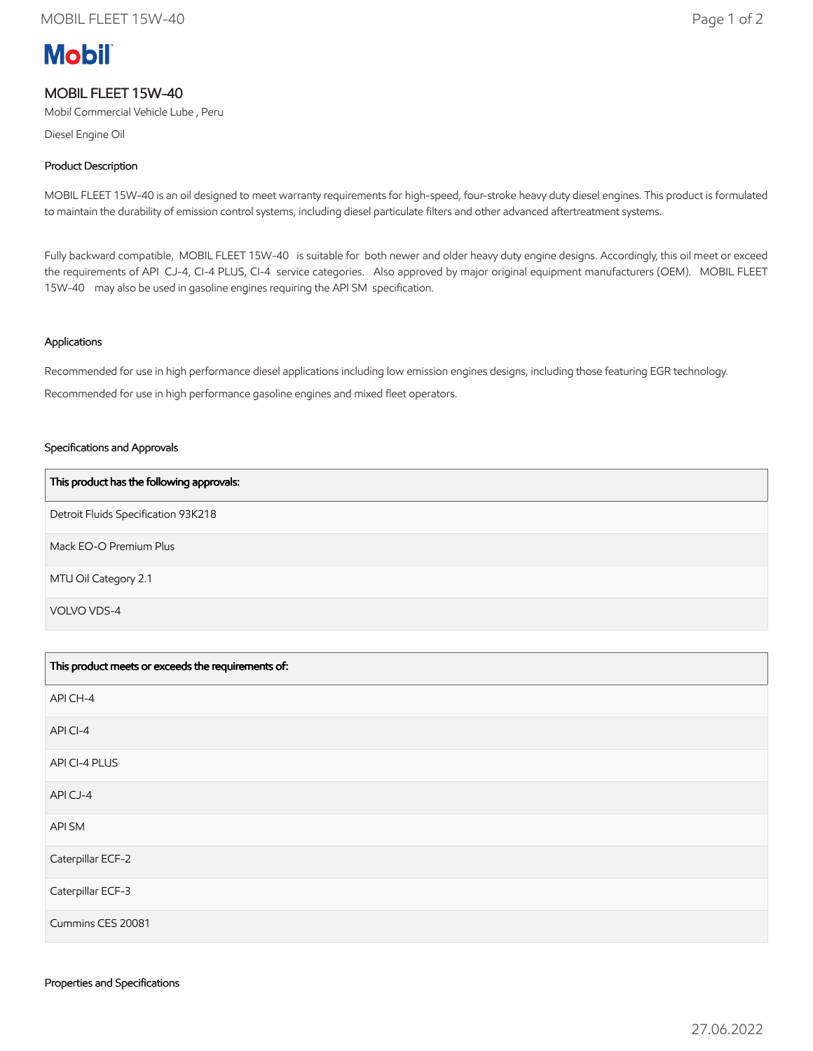# MOBIL FLEET 15W-40

Mobil Commercial Vehicle Lube , Peru

Diesel Engine Oil

### Product Description

MOBIL FLEET 15W-40 is an oil designed to meet warranty requirements for high-speed, four-stroke heavy duty diesel engines. This product is formulated to maintain the durability of emission control systems, including diesel particulate filters and other advanced aftertreatment systems.

Fully backward compatible, MOBIL FLEET 15W-40 is suitable for both newer and older heavy duty engine designs. Accordingly, this oil meet or exceed the requirements of API CJ-4, CI-4 PLUS, CI-4 service categories. Also approved by major original equipment manufacturers (OEM). MOBIL FLEET 15W-40 may also be used in gasoline engines requiring the API SM specification.

### Applications

Recommended for use in high performance diesel applications including low emission engines designs, including those featuring EGR technology.

Recommended for use in high performance gasoline engines and mixed fleet operators.

### Specifications and Approvals

| This product has the following approvals: |
|---|
| Detroit Fluids Specification 93K218 |
| Mack EO-O Premium Plus |
| MTU Oil Category 2.1 |
| VOLVO VDS-4 |

| This product meets or exceeds the requirements of: |
|---|
| API CH-4 |
| API CI-4 |
| API CI-4 PLUS |
| API CJ-4 |
| API SM |
| Caterpillar ECF-2 |
| Caterpillar ECF-3 |
| Cummins CES 20081 |

### Properties and Specifications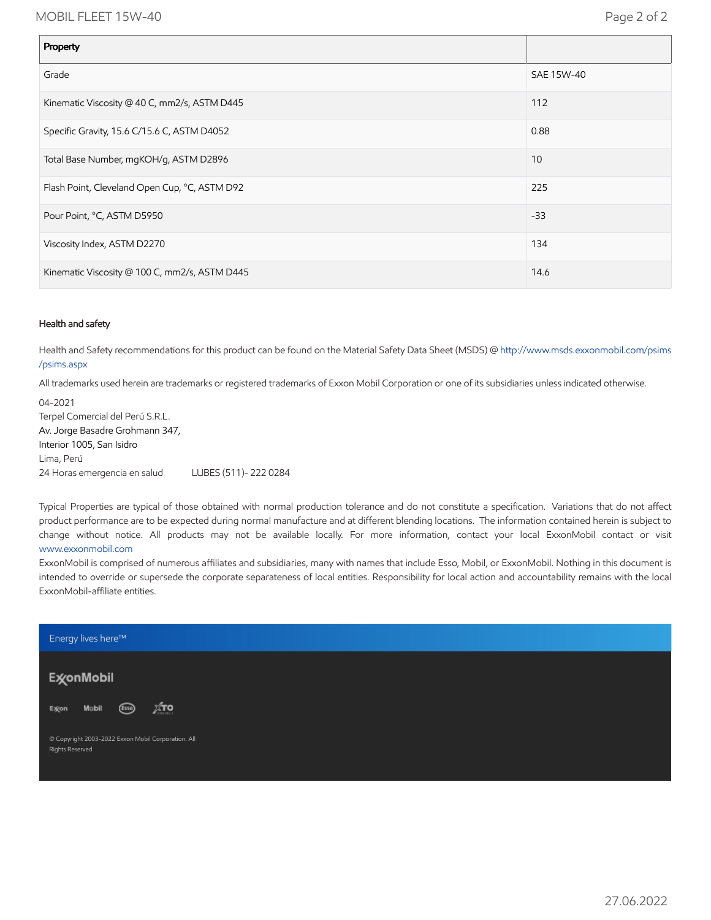| Property | |
|---|---|
| Grade | SAE 15W-40 |
| Kinematic Viscosity @ 40 C, mm2/s, ASTM D445 | 112 |
| Specific Gravity, 15.6 C/15.6 C, ASTM D4052 | 0.88 |
| Total Base Number, mgKOH/g, ASTM D2896 | 10 |
| Flash Point, Cleveland Open Cup, °C, ASTM D92 | 225 |
| Pour Point, °C, ASTM D5950 | -33 |
| Viscosity Index, ASTM D2270 | 134 |
| Kinematic Viscosity @ 100 C, mm2/s, ASTM D445 | 14.6 |

### Health and safety

Health and Safety recommendations for this product can be found on the Material Safety Data Sheet (MSDS) @ http://www.msds.exxonmobil.com/psims/psims.aspx

All trademarks used herein are trademarks or registered trademarks of Exxon Mobil Corporation or one of its subsidiaries unless indicated otherwise.

04-2021
Terpel Comercial del Perú S.R.L.
Av. Jorge Basadre Grohmann 347,
Interior 1005, San Isidro
Lima, Perú
24 Horas emergencia en salud LUBES (511)- 222 0284

Typical Properties are typical of those obtained with normal production tolerance and do not constitute a specification. Variations that do not affect product performance are to be expected during normal manufacture and at different blending locations. The information contained herein is subject to change without notice. All products may not be available locally. For more information, contact your local ExxonMobil contact or visit www.exxonmobil.com

ExxonMobil is comprised of numerous affiliates and subsidiaries, many with names that include Esso, Mobil, or ExxonMobil. Nothing in this document is intended to override or supersede the corporate separateness of local entities. Responsibility for local action and accountability remains with the local ExxonMobil-affiliate entities.

Energy lives here™

ExxonMobil

Exxon Mobil Esso XTO

© Copyright 2003-2022 Exxon Mobil Corporation. All Rights Reserved

27.06.2022